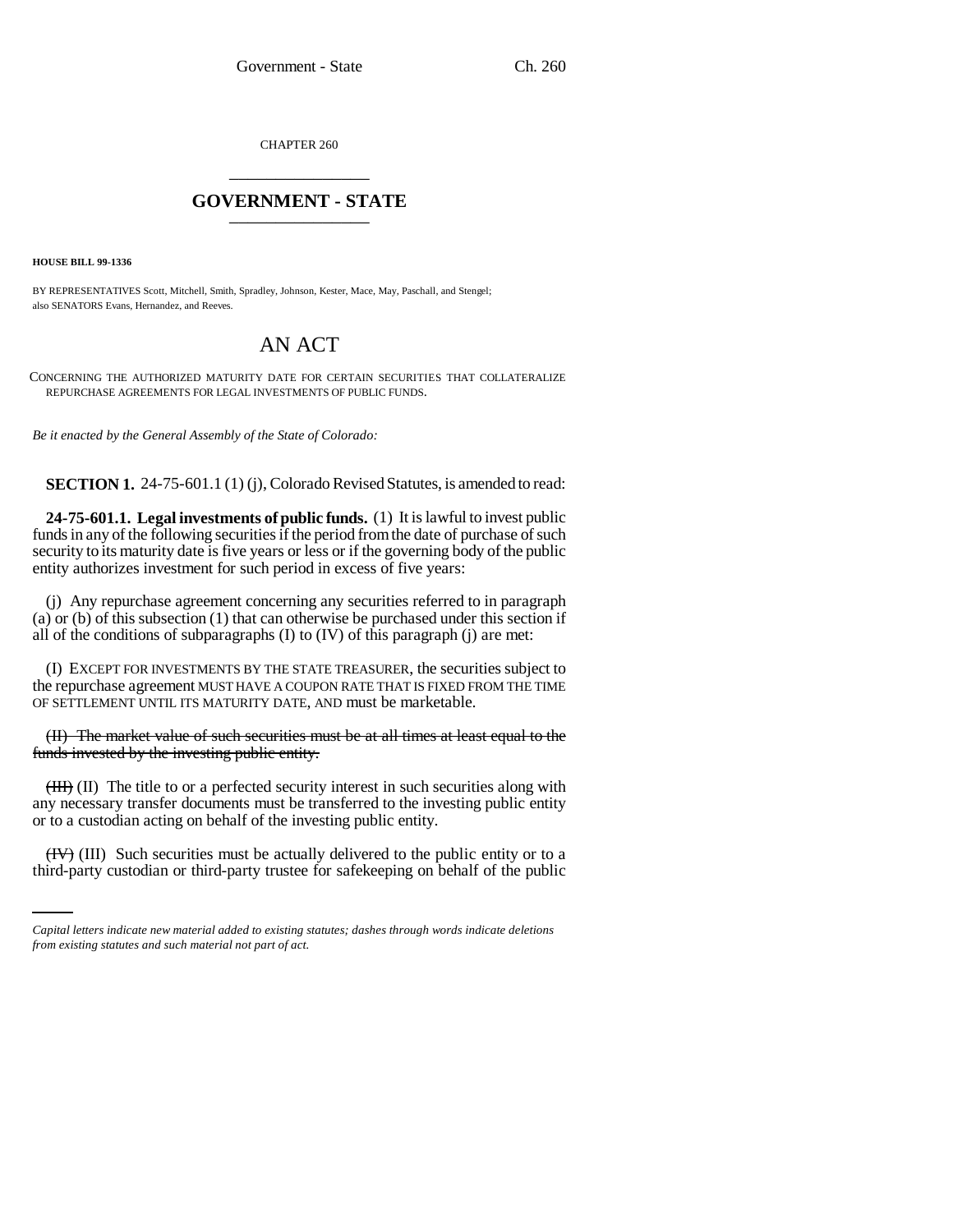CHAPTER 260

\_\_\_\_\_\_\_\_\_\_\_\_\_\_\_\_\_\_\_\_

## GOVERNMENT - STATE

\_\_\_\_\_\_\_\_\_\_\_\_\_\_\_\_\_\_\_\_

**HOUSE BILL 99-1336**

BY REPRESENTATIVES Scott, Mitchell, Smith, Spradley, Johnson, Kester, Mace, May, Paschall, and Stengel; also SENATORS Evans, Hernandez, and Reeves.

# AN ACT

CONCERNING THE AUTHORIZED MATURITY DATE FOR CERTAIN SECURITIES THAT COLLATERALIZE REPURCHASE AGREEMENTS FOR LEGAL INVESTMENTS OF PUBLIC FUNDS.

*Be it enacted by the General Assembly of the State of Colorado:*

**SECTION 1.** 24-75-601.1 (1) (j), Colorado Revised Statutes, is amended to read:

**24-75-601.1. Legal investments of public funds.** (1) It is lawful to invest public funds in any of the following securities if the period from the date of purchase of such security to its maturity date is five years or less or if the governing body of the public entity authorizes investment for such period in excess of five years:

(j) Any repurchase agreement concerning any securities referred to in paragraph (a) or (b) of this subsection (1) that can otherwise be purchased under this section if all of the conditions of subparagraphs (I) to (IV) of this paragraph (j) are met:

(I) EXCEPT FOR INVESTMENTS BY THE STATE TREASURER, the securities subject to the repurchase agreement MUST HAVE A COUPON RATE THAT IS FIXED FROM THE TIME OF SETTLEMENT UNTIL ITS MATURITY DATE, AND must be marketable.

~~(II) The market value of such securities must be at all times at least equal to the funds invested by the investing public entity.~~

~~(III)~~ (II) The title to or a perfected security interest in such securities along with any necessary transfer documents must be transferred to the investing public entity or to a custodian acting on behalf of the investing public entity.

~~(IV)~~ (III) Such securities must be actually delivered to the public entity or to a third-party custodian or third-party trustee for safekeeping on behalf of the public

*Capital letters indicate new material added to existing statutes; dashes through words indicate deletions from existing statutes and such material not part of act.*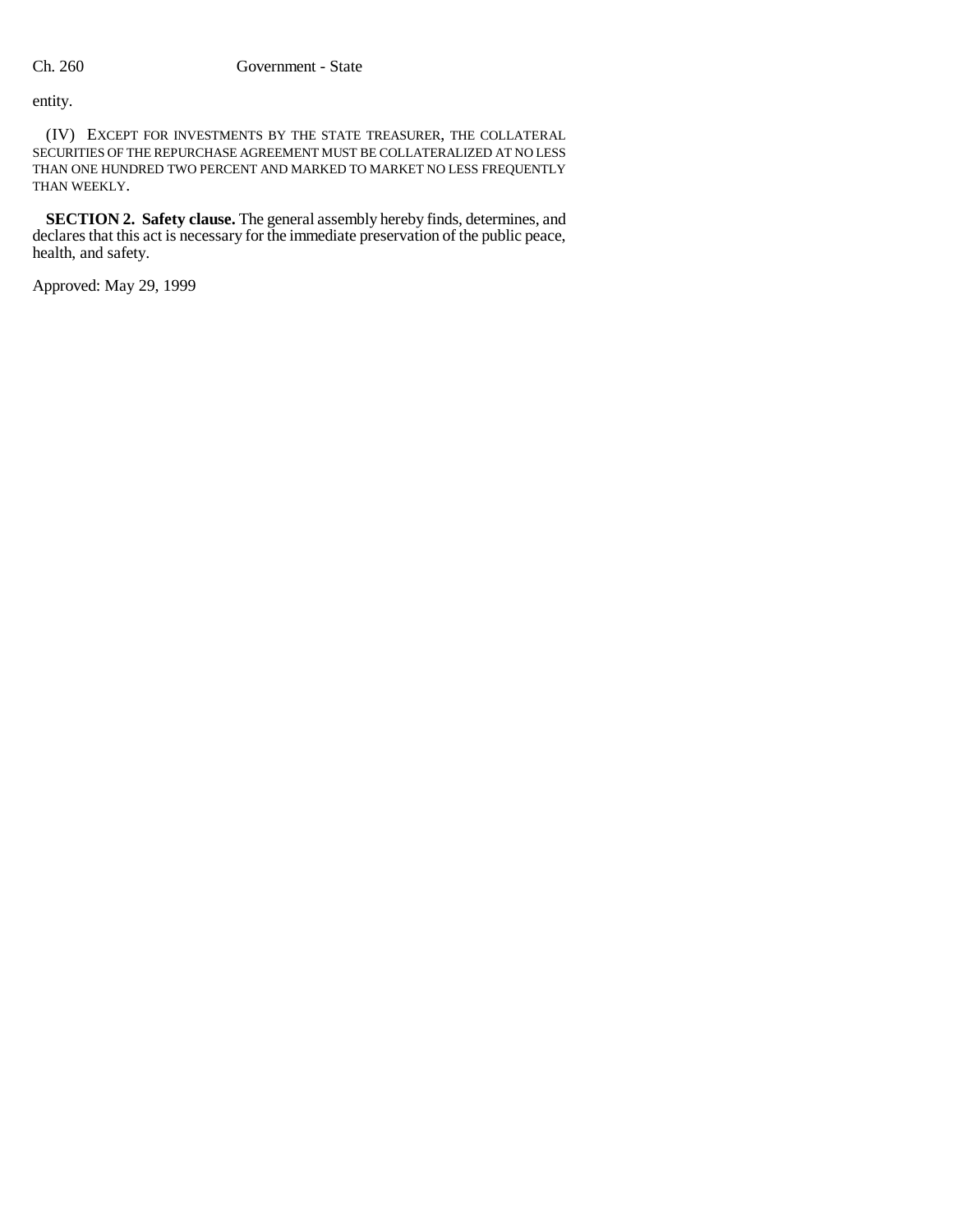entity.

(IV) EXCEPT FOR INVESTMENTS BY THE STATE TREASURER, THE COLLATERAL SECURITIES OF THE REPURCHASE AGREEMENT MUST BE COLLATERALIZED AT NO LESS THAN ONE HUNDRED TWO PERCENT AND MARKED TO MARKET NO LESS FREQUENTLY THAN WEEKLY.

**SECTION 2. Safety clause.** The general assembly hereby finds, determines, and declares that this act is necessary for the immediate preservation of the public peace, health, and safety.

Approved: May 29, 1999